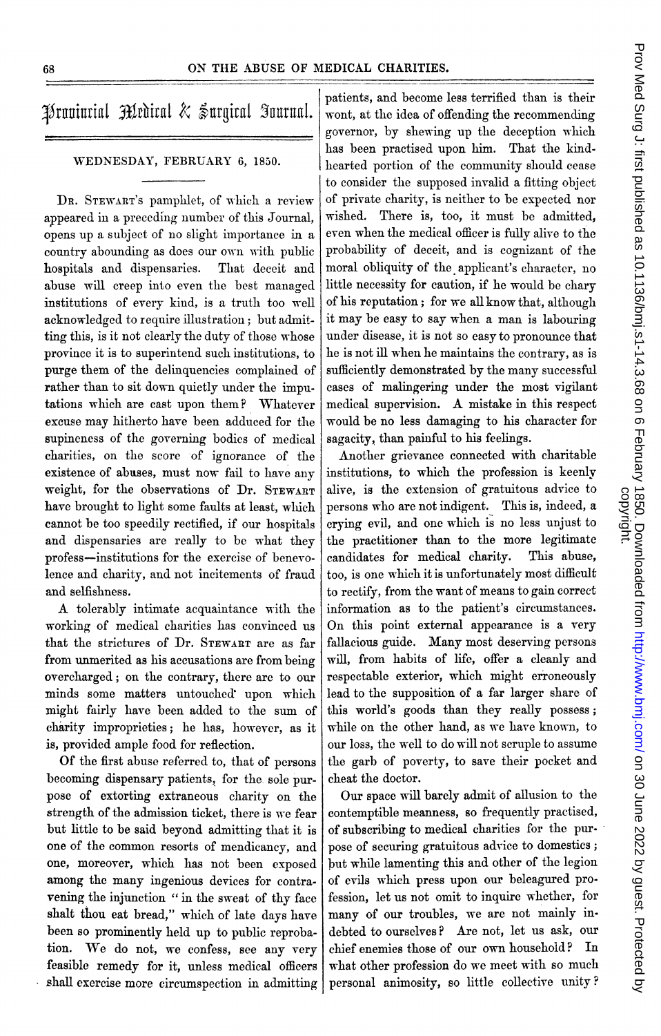# Provincial Medical & Surgical Journal.

WEDNESDAY, FEBRUARY 6, 1850.

DR. STEWART's pamphlet, of which a review appeared in a preceding number of this Journal, opens up a subject of no slight importance in a country abounding as does our own with public hospitals and dispensaries. That deceit and abuse will creep into even the best managed institutions of every kind, is a truth too well acknowledged to require illustration; but admitting this, is it not clearly the duty of those whose province it is to superintend such institutions, to purge them of the delinquencies complained of rather than to sit down quietly under the imputations which are cast upon them? Whatever excuse may hitherto have been adduced for the supineness of the governing bodies of medical charities, on the score of ignorance of the existence of abuses, must now fail to have any weight, for the observations of Dr. STEWART have brought to light some faults at least, which cannot be too speedily rectified, if our hospitals and dispensaries are really to be what they profess—institutions for the exercise of benevolence and charity, and not incitements of fraud and selfishness.

A tolerably intimate acquaintance with the working of medical charities has convinced us that the strictures of Dr. STEWART are as far from unmerited as his accusations are from being overcharged; on the contrary, there are to our minds some matters untouched upon which might fairly have been added to the sum of charity improprieties; he has, however, as it is, provided ample food for reflection.

Of the first abuse referred to, that of persons becoming dispensary patients, for the sole purpose of extorting extraneous charity on the strength of the admission ticket, there is we fear but little to be said beyond admitting that it is one of the common resorts of mendicancy, and one, moreover, which has not been exposed among the many ingenious devices for contravening the injunction "in the sweat of thy face shalt thou eat bread," which of late days have been so prominently held up to public reprobation. We do not, we confess, see any very feasible remedy for it, unless medical officers shall exercise more circumspection in admitting patients, and become less terrified than is their wont, at the idea of offending the recommending governor, by shewing up the deception which has been practised upon him. That the kind-hearted portion of the community should cease to consider the supposed invalid a fitting object of private charity, is neither to be expected nor wished. There is, too, it must be admitted, even when the medical officer is fully alive to the probability of deceit, and is cognizant of the moral obliquity of the applicant's character, no little necessity for caution, if he would be chary of his reputation; for we all know that, although it may be easy to say when a man is labouring under disease, it is not so easy to pronounce that he is not ill when he maintains the contrary, as is sufficiently demonstrated by the many successful cases of malingering under the most vigilant medical supervision. A mistake in this respect would be no less damaging to his character for sagacity, than painful to his feelings.

Another grievance connected with charitable institutions, to which the profession is keenly alive, is the extension of gratuitous advice to persons who are not indigent. This is, indeed, a crying evil, and one which is no less unjust to the practitioner than to the more legitimate candidates for medical charity. This abuse, too, is one which it is unfortunately most difficult to rectify, from the want of means to gain correct information as to the patient's circumstances. On this point external appearance is a very fallacious guide. Many most deserving persons will, from habits of life, offer a cleanly and respectable exterior, which might erroneously lead to the supposition of a far larger share of this world's goods than they really possess; while on the other hand, as we have known, to our loss, the well to do will not scruple to assume the garb of poverty, to save their pocket and cheat the doctor.

Our space will barely admit of allusion to the contemptible meanness, so frequently practised, of subscribing to medical charities for the purpose of securing gratuitous advice to domestics; but while lamenting this and other of the legion of evils which press upon our beleagured profession, let us not omit to inquire whether, for many of our troubles, we are not mainly indebted to ourselves? Are not, let us ask, our chief enemies those of our own household? In what other profession do we meet with so much personal animosity, so little collective unity?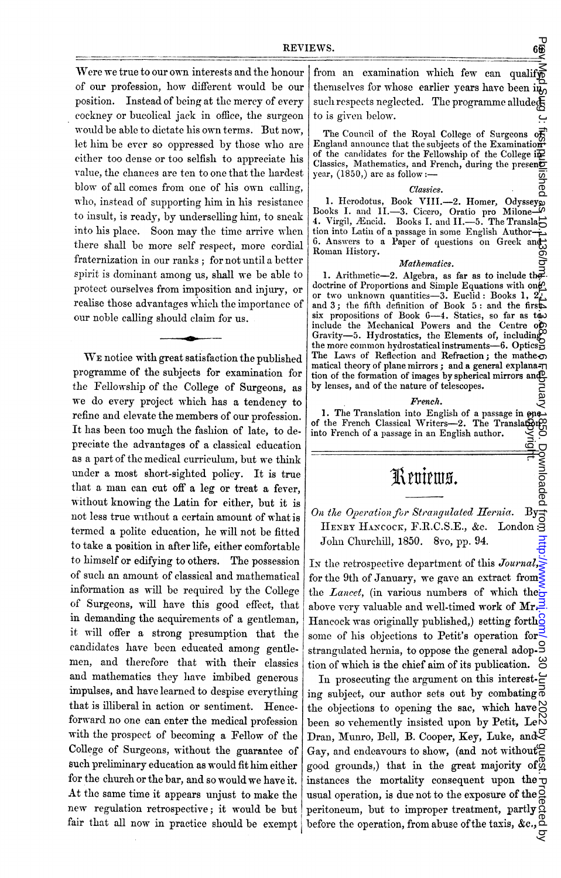Were we true to our own interests and the honour of our profession, how different would be our position. Instead of being at the mercy of every cockney or bucolical jack in office, the surgeon would be able to dictate his own terms. But now, let him be ever so oppressed by those who are either too dense or too selfish to appreciate his value, the chances are ten to one that the hardest blow of all comes from one of his own calling, who, instead of supporting him in his resistance to insult, is ready, by underselling him, to sneak into his place. Soon may the time arrive when there shall be more self respect, more cordial fraternization in our ranks; for not until a better spirit is dominant among us, shall we be able to protect ourselves from imposition and injury, or realise those advantages which the importance of our noble calling should claim for us.

---

We notice with great satisfaction the published programme of the subjects for examination for the Fellowship of the College of Surgeons, as we do every project which has a tendency to refine and elevate the members of our profession. It has been too much the fashion of late, to depreciate the advantages of a classical education as a part of the medical curriculum, but we think under a most short-sighted policy. It is true that a man can cut off a leg or treat a fever, without knowing the Latin for either, but it is not less true without a certain amount of what is termed a polite education, he will not be fitted to take a position in after life, either comfortable to himself or edifying to others. The possession of such an amount of classical and mathematical information as will be required by the College of Surgeons, will have this good effect, that in demanding the acquirements of a gentleman, it will offer a strong presumption that the candidates have been educated among gentlemen, and therefore that with their classics and mathematics they have imbibed generous impulses, and have learned to despise everything that is illiberal in action or sentiment. Henceforward no one can enter the medical profession with the prospect of becoming a Fellow of the College of Surgeons, without the guarantee of such preliminary education as would fit him either for the church or the bar, and so would we have it. At the same time it appears unjust to make the new regulation retrospective; it would be but fair that all now in practice should be exempt from an examination which few can qualify themselves for whose earlier years have been in such respects neglected. The programme alluded to is given below.

The Council of the Royal College of Surgeons of England announce that the subjects of the Examination of the candidates for the Fellowship of the College in Classics, Mathematics, and French, during the present year, (1850,) are as follow:—

*Classics.*

1. Herodotus, Book VIII.—2. Homer, Odyssey, Books I. and II.—3. Cicero, Oratio pro Milone—4. Virgil, Æneid. Books I. and II.—5. The Translation into Latin of a passage in some English Author—6. Answers to a Paper of questions on Greek and Roman History.

*Mathematics.*

1. Arithmetic—2. Algebra, as far as to include the doctrine of Proportions and Simple Equations with one or two unknown quantities—3. Euclid: Books 1, 2, and 3; the fifth definition of Book 5: and the first six propositions of Book 6—4. Statics, so far as to include the Mechanical Powers and the Centre of Gravity—5. Hydrostatics, the Elements of, including the more common hydrostatical instruments—6. Optics: The Laws of Reflection and Refraction; the mathematical theory of plane mirrors; and a general explanation of the formation of images by spherical mirrors and by lenses, and of the nature of telescopes.

*French.*

1. The Translation into English of a passage in one of the French Classical Writers—2. The Translation into French of a passage in an English author.

---

# Reviews.

*On the Operation for Strangulated Hernia.* By Henry Hancock, F.R.C.S.E., &c. London: John Churchill, 1850. 8vo, pp. 94.

In the retrospective department of this *Journal*, for the 9th of January, we gave an extract from the *Lancet*, (in various numbers of which the above very valuable and well-timed work of Mr. Hancock was originally published,) setting forth some of his objections to Petit's operation for strangulated hernia, to oppose the general adoption of which is the chief aim of its publication.

In prosecuting the argument on this interesting subject, our author sets out by combating the objections to opening the sac, which have been so vehemently insisted upon by Petit, Le Dran, Munro, Bell, B. Cooper, Key, Luke, and Gay, and endeavours to show, (and not without good grounds,) that in the great majority of instances the mortality consequent upon the usual operation, is due not to the exposure of the peritoneum, but to improper treatment, partly before the operation, from abuse of the taxis, &c.,